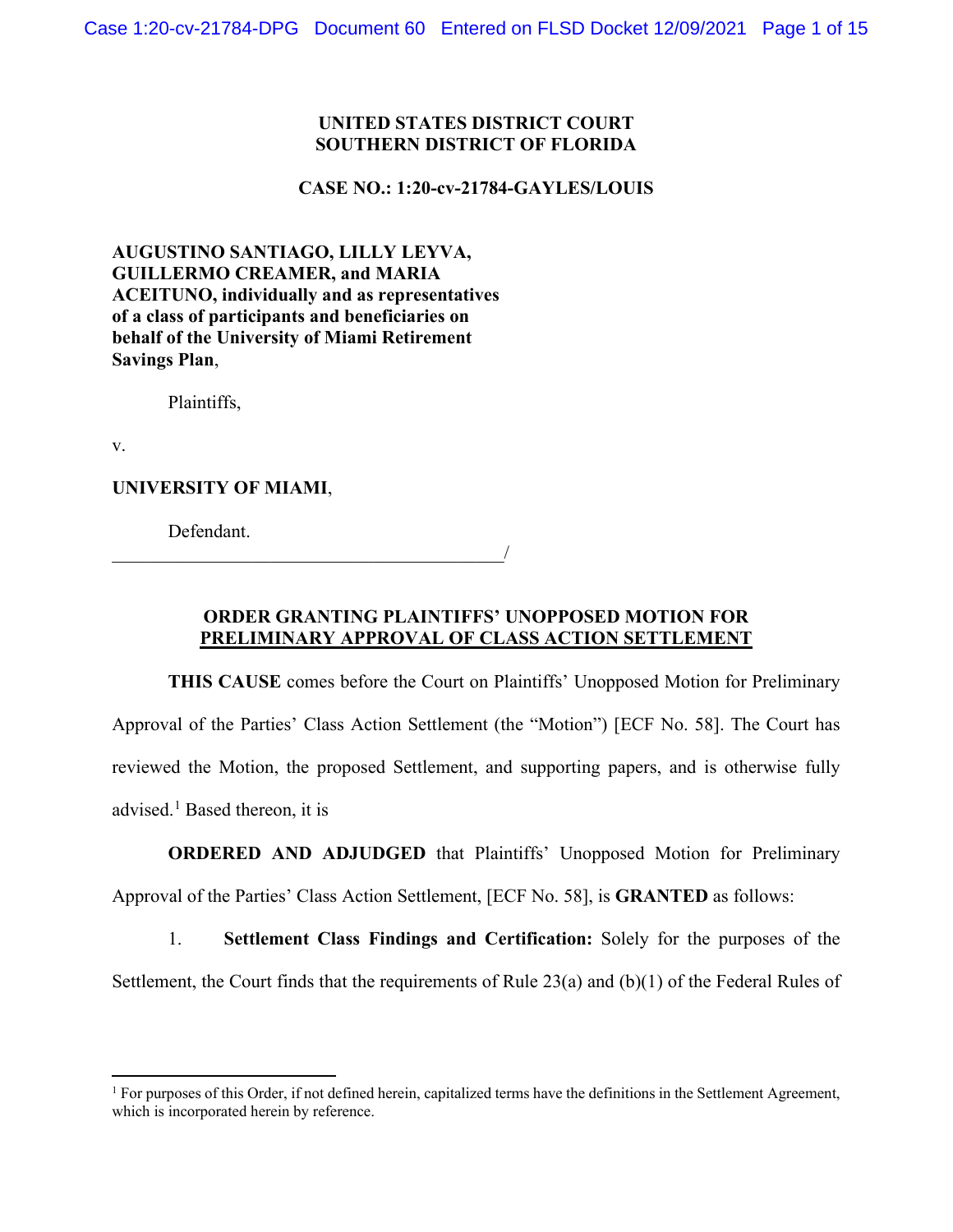**UNITED STATES DISTRICT COURT**
**SOUTHERN DISTRICT OF FLORIDA**

**CASE NO.: 1:20-cv-21784-GAYLES/LOUIS**

**AUGUSTINO SANTIAGO, LILLY LEYVA, GUILLERMO CREAMER, and MARIA ACEITUNO, individually and as representatives of a class of participants and beneficiaries on behalf of the University of Miami Retirement Savings Plan**,

Plaintiffs,

v.

**UNIVERSITY OF MIAMI**,

Defendant.
_____________________________________________/

**ORDER GRANTING PLAINTIFFS' UNOPPOSED MOTION FOR PRELIMINARY APPROVAL OF CLASS ACTION SETTLEMENT**

**THIS CAUSE** comes before the Court on Plaintiffs' Unopposed Motion for Preliminary Approval of the Parties' Class Action Settlement (the "Motion") [ECF No. 58]. The Court has reviewed the Motion, the proposed Settlement, and supporting papers, and is otherwise fully advised.[1] Based thereon, it is

**ORDERED AND ADJUDGED** that Plaintiffs' Unopposed Motion for Preliminary Approval of the Parties' Class Action Settlement, [ECF No. 58], is **GRANTED** as follows:

1. **Settlement Class Findings and Certification:** Solely for the purposes of the Settlement, the Court finds that the requirements of Rule 23(a) and (b)(1) of the Federal Rules of

[1] For purposes of this Order, if not defined herein, capitalized terms have the definitions in the Settlement Agreement, which is incorporated herein by reference.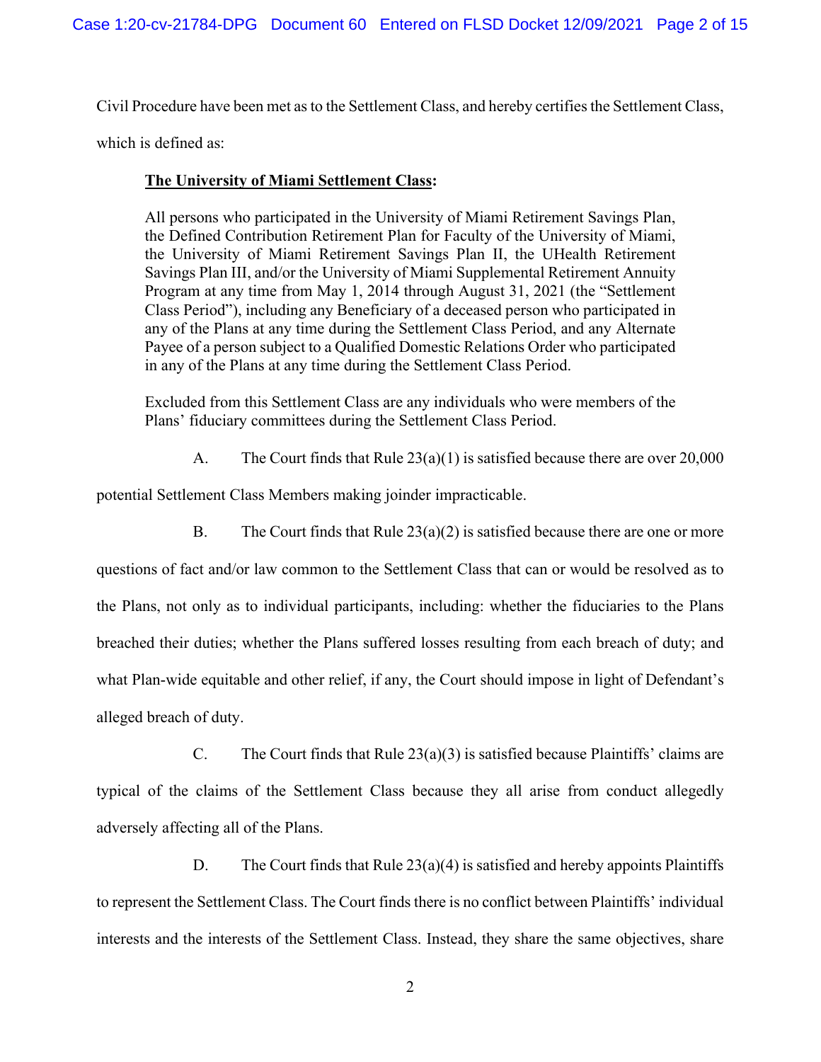Civil Procedure have been met as to the Settlement Class, and hereby certifies the Settlement Class, which is defined as:

> **The University of Miami Settlement Class:**
>
> All persons who participated in the University of Miami Retirement Savings Plan, the Defined Contribution Retirement Plan for Faculty of the University of Miami, the University of Miami Retirement Savings Plan II, the UHealth Retirement Savings Plan III, and/or the University of Miami Supplemental Retirement Annuity Program at any time from May 1, 2014 through August 31, 2021 (the "Settlement Class Period"), including any Beneficiary of a deceased person who participated in any of the Plans at any time during the Settlement Class Period, and any Alternate Payee of a person subject to a Qualified Domestic Relations Order who participated in any of the Plans at any time during the Settlement Class Period.
>
> Excluded from this Settlement Class are any individuals who were members of the Plans' fiduciary committees during the Settlement Class Period.

A. The Court finds that Rule 23(a)(1) is satisfied because there are over 20,000 potential Settlement Class Members making joinder impracticable.

B. The Court finds that Rule 23(a)(2) is satisfied because there are one or more questions of fact and/or law common to the Settlement Class that can or would be resolved as to the Plans, not only as to individual participants, including: whether the fiduciaries to the Plans breached their duties; whether the Plans suffered losses resulting from each breach of duty; and what Plan-wide equitable and other relief, if any, the Court should impose in light of Defendant's alleged breach of duty.

C. The Court finds that Rule 23(a)(3) is satisfied because Plaintiffs' claims are typical of the claims of the Settlement Class because they all arise from conduct allegedly adversely affecting all of the Plans.

D. The Court finds that Rule 23(a)(4) is satisfied and hereby appoints Plaintiffs to represent the Settlement Class. The Court finds there is no conflict between Plaintiffs' individual interests and the interests of the Settlement Class. Instead, they share the same objectives, share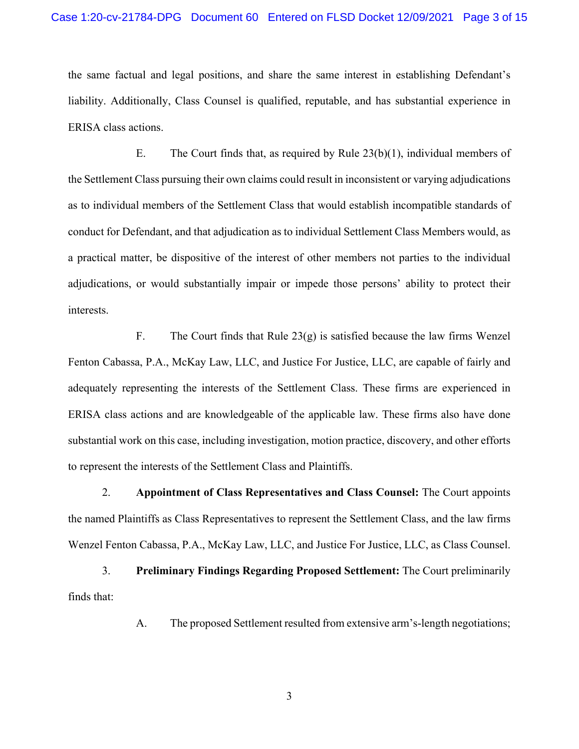the same factual and legal positions, and share the same interest in establishing Defendant's liability. Additionally, Class Counsel is qualified, reputable, and has substantial experience in ERISA class actions.

E. The Court finds that, as required by Rule 23(b)(1), individual members of the Settlement Class pursuing their own claims could result in inconsistent or varying adjudications as to individual members of the Settlement Class that would establish incompatible standards of conduct for Defendant, and that adjudication as to individual Settlement Class Members would, as a practical matter, be dispositive of the interest of other members not parties to the individual adjudications, or would substantially impair or impede those persons' ability to protect their interests.

F. The Court finds that Rule 23(g) is satisfied because the law firms Wenzel Fenton Cabassa, P.A., McKay Law, LLC, and Justice For Justice, LLC, are capable of fairly and adequately representing the interests of the Settlement Class. These firms are experienced in ERISA class actions and are knowledgeable of the applicable law. These firms also have done substantial work on this case, including investigation, motion practice, discovery, and other efforts to represent the interests of the Settlement Class and Plaintiffs.

2. **Appointment of Class Representatives and Class Counsel:** The Court appoints the named Plaintiffs as Class Representatives to represent the Settlement Class, and the law firms Wenzel Fenton Cabassa, P.A., McKay Law, LLC, and Justice For Justice, LLC, as Class Counsel.

3. **Preliminary Findings Regarding Proposed Settlement:** The Court preliminarily finds that:

A. The proposed Settlement resulted from extensive arm's-length negotiations;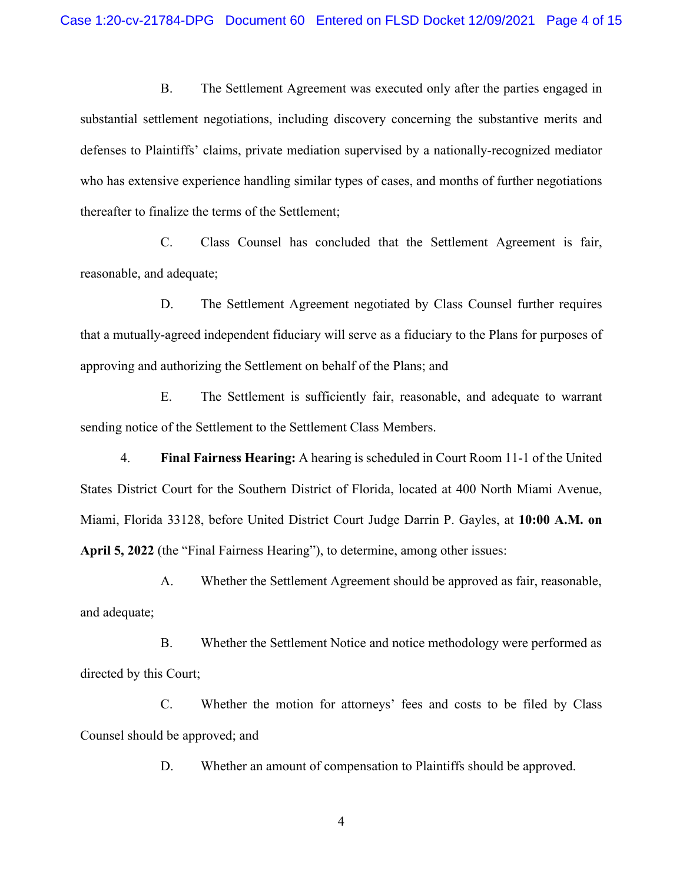B. The Settlement Agreement was executed only after the parties engaged in substantial settlement negotiations, including discovery concerning the substantive merits and defenses to Plaintiffs' claims, private mediation supervised by a nationally-recognized mediator who has extensive experience handling similar types of cases, and months of further negotiations thereafter to finalize the terms of the Settlement;

C. Class Counsel has concluded that the Settlement Agreement is fair, reasonable, and adequate;

D. The Settlement Agreement negotiated by Class Counsel further requires that a mutually-agreed independent fiduciary will serve as a fiduciary to the Plans for purposes of approving and authorizing the Settlement on behalf of the Plans; and

E. The Settlement is sufficiently fair, reasonable, and adequate to warrant sending notice of the Settlement to the Settlement Class Members.

4. **Final Fairness Hearing:** A hearing is scheduled in Court Room 11-1 of the United States District Court for the Southern District of Florida, located at 400 North Miami Avenue, Miami, Florida 33128, before United District Court Judge Darrin P. Gayles, at **10:00 A.M. on April 5, 2022** (the "Final Fairness Hearing"), to determine, among other issues:

A. Whether the Settlement Agreement should be approved as fair, reasonable, and adequate;

B. Whether the Settlement Notice and notice methodology were performed as directed by this Court;

C. Whether the motion for attorneys' fees and costs to be filed by Class Counsel should be approved; and

D. Whether an amount of compensation to Plaintiffs should be approved.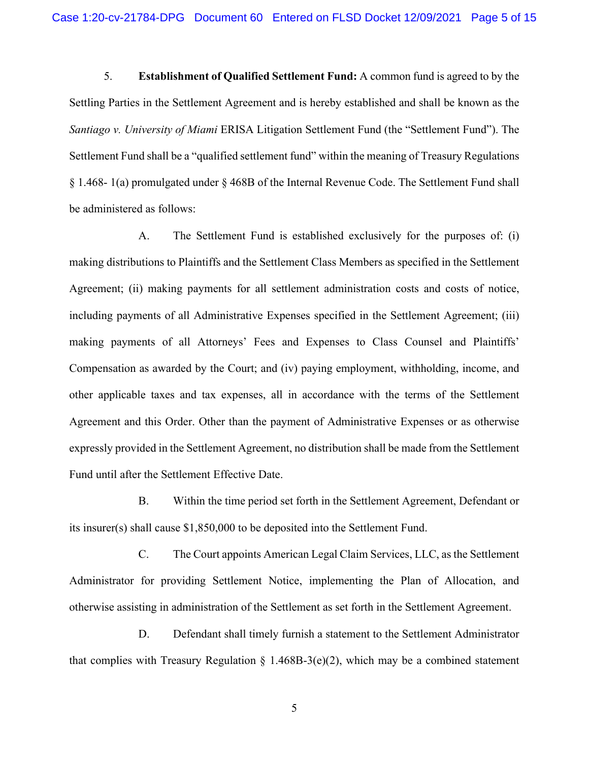5. **Establishment of Qualified Settlement Fund:** A common fund is agreed to by the Settling Parties in the Settlement Agreement and is hereby established and shall be known as the *Santiago v. University of Miami* ERISA Litigation Settlement Fund (the "Settlement Fund"). The Settlement Fund shall be a "qualified settlement fund" within the meaning of Treasury Regulations § 1.468- 1(a) promulgated under § 468B of the Internal Revenue Code. The Settlement Fund shall be administered as follows:

A. The Settlement Fund is established exclusively for the purposes of: (i) making distributions to Plaintiffs and the Settlement Class Members as specified in the Settlement Agreement; (ii) making payments for all settlement administration costs and costs of notice, including payments of all Administrative Expenses specified in the Settlement Agreement; (iii) making payments of all Attorneys' Fees and Expenses to Class Counsel and Plaintiffs' Compensation as awarded by the Court; and (iv) paying employment, withholding, income, and other applicable taxes and tax expenses, all in accordance with the terms of the Settlement Agreement and this Order. Other than the payment of Administrative Expenses or as otherwise expressly provided in the Settlement Agreement, no distribution shall be made from the Settlement Fund until after the Settlement Effective Date.

B. Within the time period set forth in the Settlement Agreement, Defendant or its insurer(s) shall cause $1,850,000 to be deposited into the Settlement Fund.

C. The Court appoints American Legal Claim Services, LLC, as the Settlement Administrator for providing Settlement Notice, implementing the Plan of Allocation, and otherwise assisting in administration of the Settlement as set forth in the Settlement Agreement.

D. Defendant shall timely furnish a statement to the Settlement Administrator that complies with Treasury Regulation § 1.468B-3(e)(2), which may be a combined statement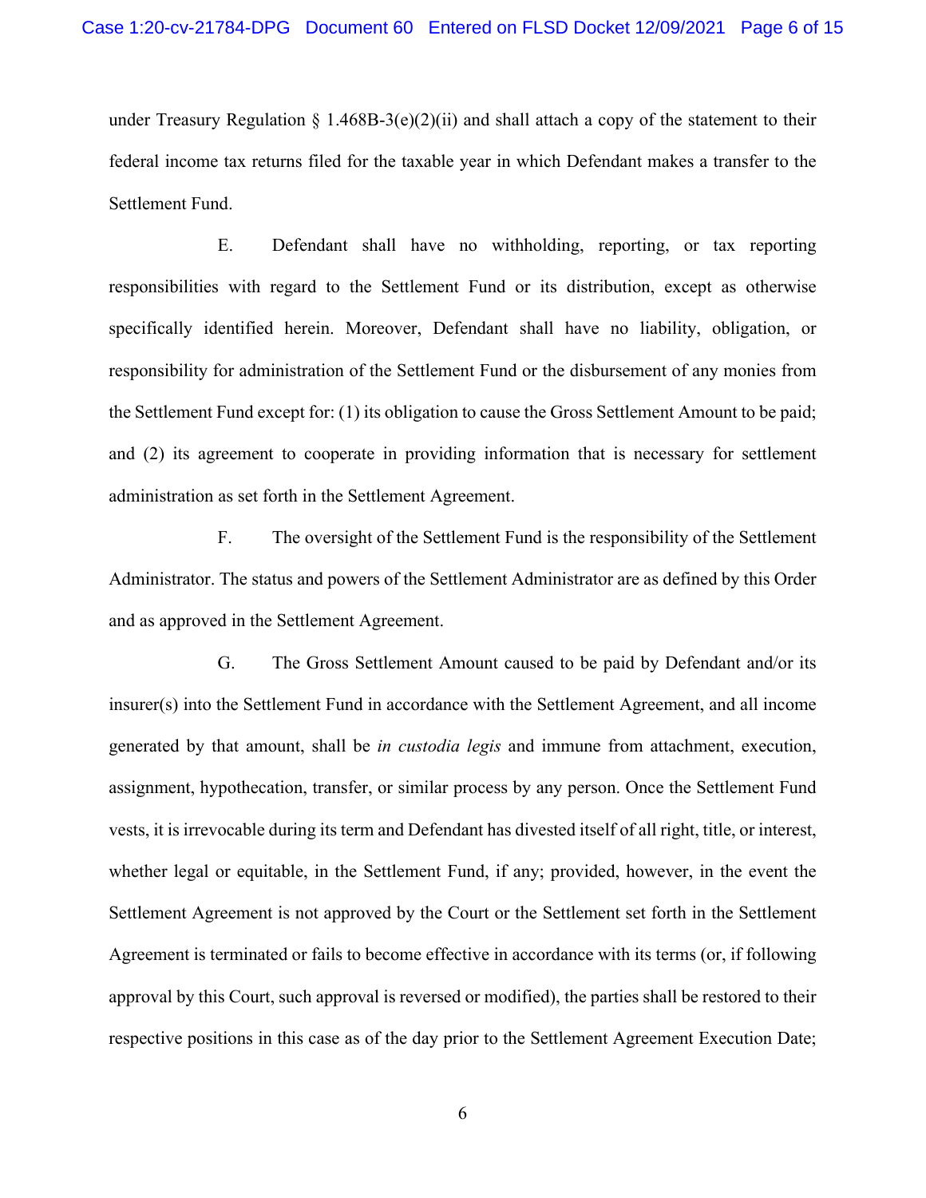under Treasury Regulation § 1.468B-3(e)(2)(ii) and shall attach a copy of the statement to their federal income tax returns filed for the taxable year in which Defendant makes a transfer to the Settlement Fund.

E. Defendant shall have no withholding, reporting, or tax reporting responsibilities with regard to the Settlement Fund or its distribution, except as otherwise specifically identified herein. Moreover, Defendant shall have no liability, obligation, or responsibility for administration of the Settlement Fund or the disbursement of any monies from the Settlement Fund except for: (1) its obligation to cause the Gross Settlement Amount to be paid; and (2) its agreement to cooperate in providing information that is necessary for settlement administration as set forth in the Settlement Agreement.

F. The oversight of the Settlement Fund is the responsibility of the Settlement Administrator. The status and powers of the Settlement Administrator are as defined by this Order and as approved in the Settlement Agreement.

G. The Gross Settlement Amount caused to be paid by Defendant and/or its insurer(s) into the Settlement Fund in accordance with the Settlement Agreement, and all income generated by that amount, shall be *in custodia legis* and immune from attachment, execution, assignment, hypothecation, transfer, or similar process by any person. Once the Settlement Fund vests, it is irrevocable during its term and Defendant has divested itself of all right, title, or interest, whether legal or equitable, in the Settlement Fund, if any; provided, however, in the event the Settlement Agreement is not approved by the Court or the Settlement set forth in the Settlement Agreement is terminated or fails to become effective in accordance with its terms (or, if following approval by this Court, such approval is reversed or modified), the parties shall be restored to their respective positions in this case as of the day prior to the Settlement Agreement Execution Date;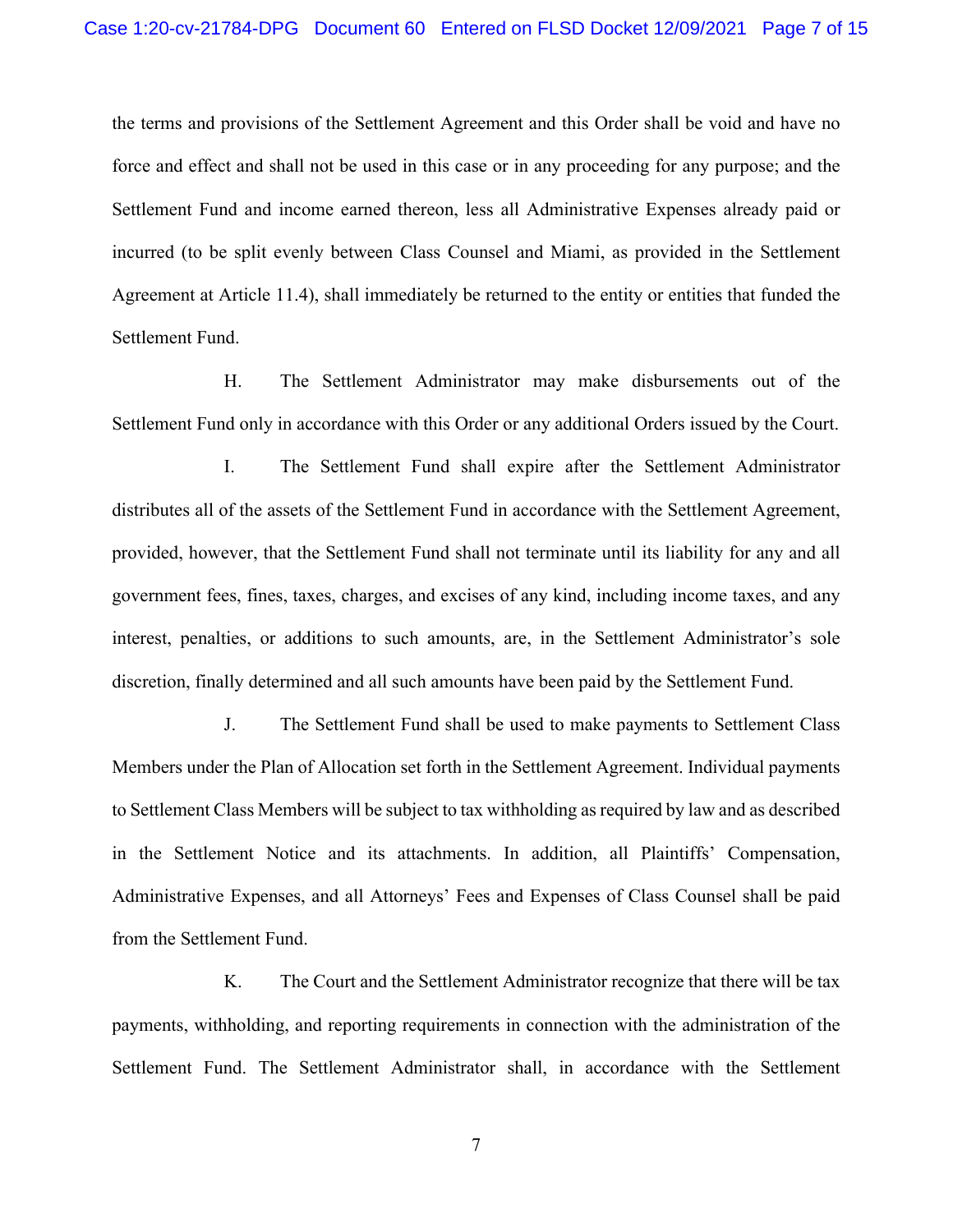the terms and provisions of the Settlement Agreement and this Order shall be void and have no force and effect and shall not be used in this case or in any proceeding for any purpose; and the Settlement Fund and income earned thereon, less all Administrative Expenses already paid or incurred (to be split evenly between Class Counsel and Miami, as provided in the Settlement Agreement at Article 11.4), shall immediately be returned to the entity or entities that funded the Settlement Fund.

H. The Settlement Administrator may make disbursements out of the Settlement Fund only in accordance with this Order or any additional Orders issued by the Court.

I. The Settlement Fund shall expire after the Settlement Administrator distributes all of the assets of the Settlement Fund in accordance with the Settlement Agreement, provided, however, that the Settlement Fund shall not terminate until its liability for any and all government fees, fines, taxes, charges, and excises of any kind, including income taxes, and any interest, penalties, or additions to such amounts, are, in the Settlement Administrator's sole discretion, finally determined and all such amounts have been paid by the Settlement Fund.

J. The Settlement Fund shall be used to make payments to Settlement Class Members under the Plan of Allocation set forth in the Settlement Agreement. Individual payments to Settlement Class Members will be subject to tax withholding as required by law and as described in the Settlement Notice and its attachments. In addition, all Plaintiffs' Compensation, Administrative Expenses, and all Attorneys' Fees and Expenses of Class Counsel shall be paid from the Settlement Fund.

K. The Court and the Settlement Administrator recognize that there will be tax payments, withholding, and reporting requirements in connection with the administration of the Settlement Fund. The Settlement Administrator shall, in accordance with the Settlement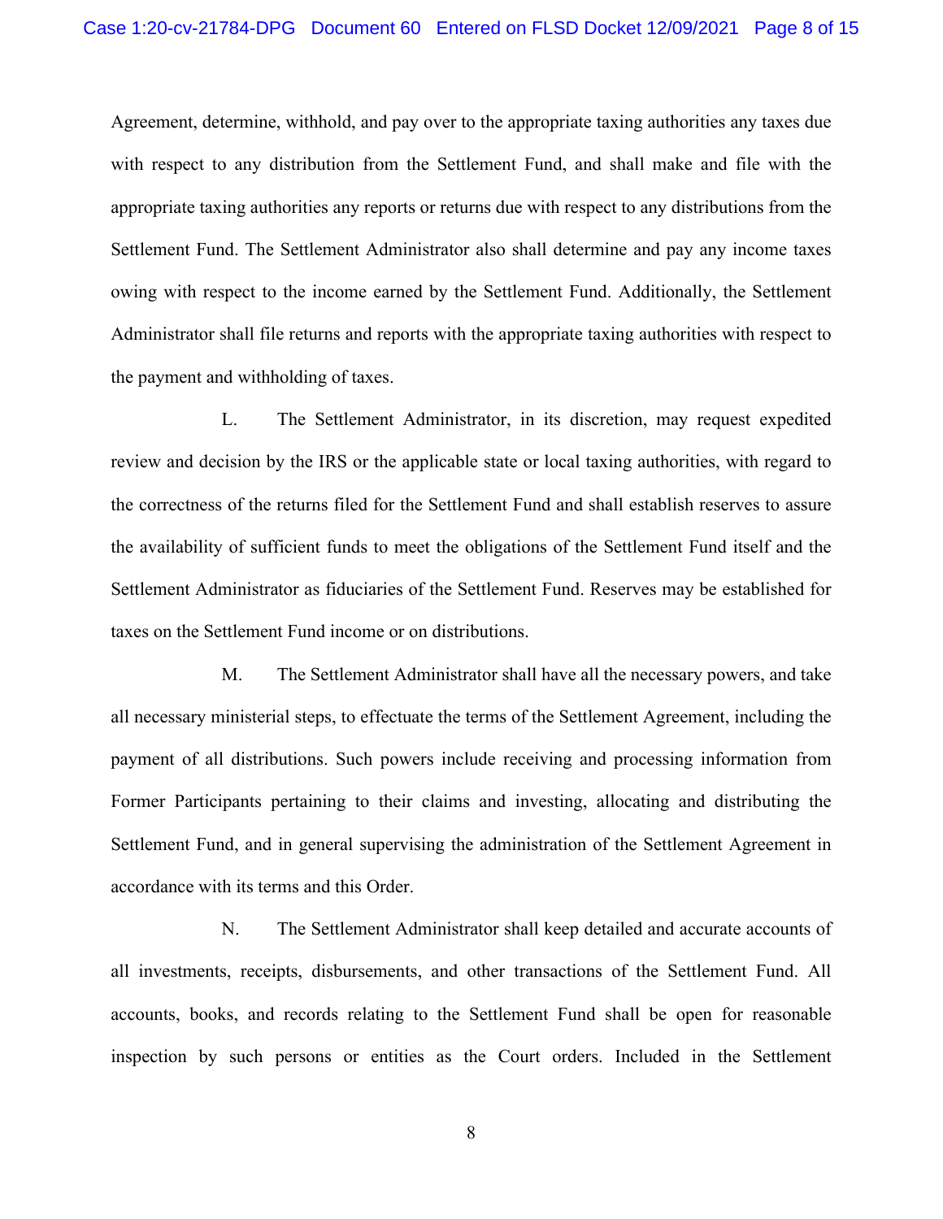Agreement, determine, withhold, and pay over to the appropriate taxing authorities any taxes due with respect to any distribution from the Settlement Fund, and shall make and file with the appropriate taxing authorities any reports or returns due with respect to any distributions from the Settlement Fund. The Settlement Administrator also shall determine and pay any income taxes owing with respect to the income earned by the Settlement Fund. Additionally, the Settlement Administrator shall file returns and reports with the appropriate taxing authorities with respect to the payment and withholding of taxes.

L. The Settlement Administrator, in its discretion, may request expedited review and decision by the IRS or the applicable state or local taxing authorities, with regard to the correctness of the returns filed for the Settlement Fund and shall establish reserves to assure the availability of sufficient funds to meet the obligations of the Settlement Fund itself and the Settlement Administrator as fiduciaries of the Settlement Fund. Reserves may be established for taxes on the Settlement Fund income or on distributions.

M. The Settlement Administrator shall have all the necessary powers, and take all necessary ministerial steps, to effectuate the terms of the Settlement Agreement, including the payment of all distributions. Such powers include receiving and processing information from Former Participants pertaining to their claims and investing, allocating and distributing the Settlement Fund, and in general supervising the administration of the Settlement Agreement in accordance with its terms and this Order.

N. The Settlement Administrator shall keep detailed and accurate accounts of all investments, receipts, disbursements, and other transactions of the Settlement Fund. All accounts, books, and records relating to the Settlement Fund shall be open for reasonable inspection by such persons or entities as the Court orders. Included in the Settlement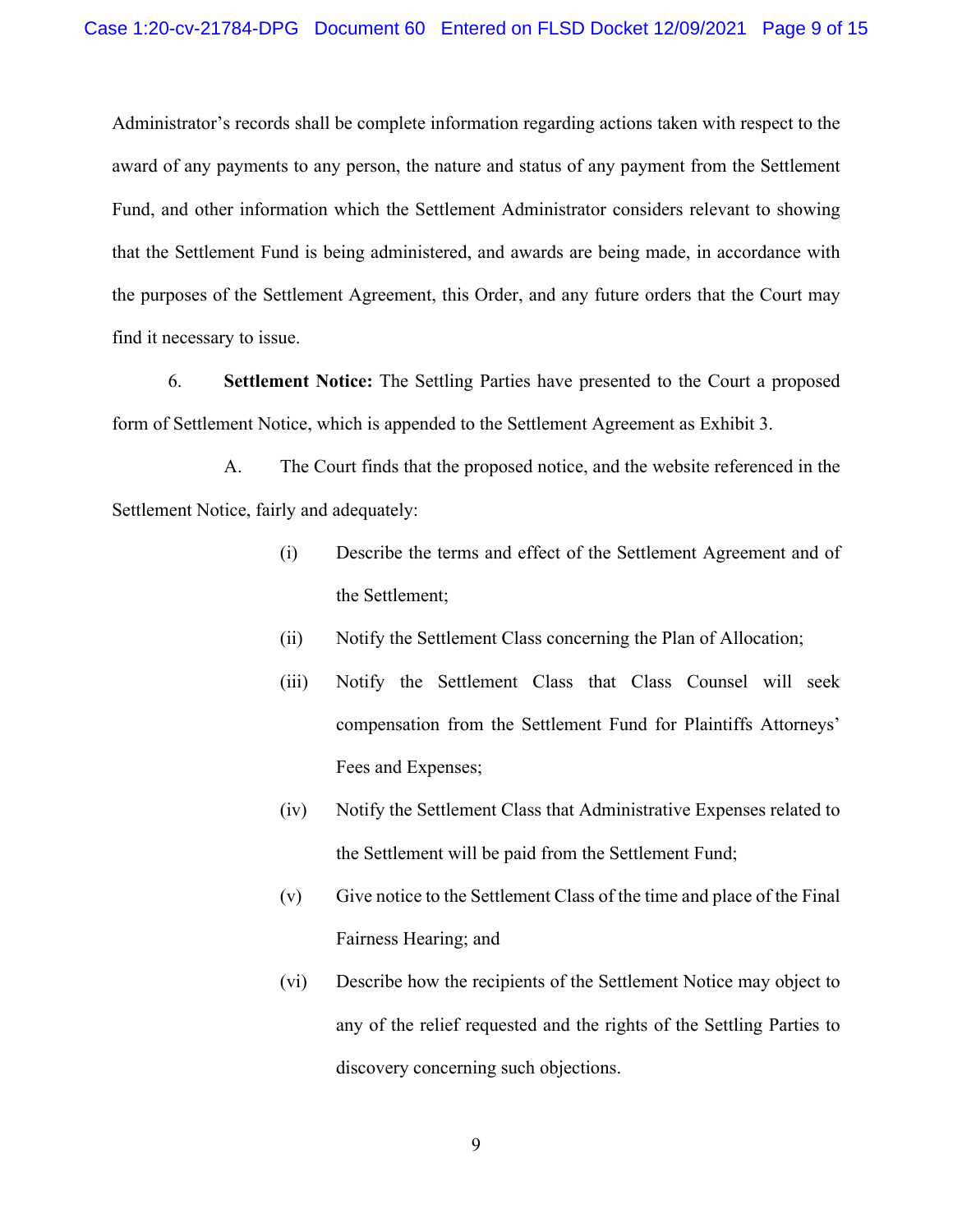Administrator's records shall be complete information regarding actions taken with respect to the award of any payments to any person, the nature and status of any payment from the Settlement Fund, and other information which the Settlement Administrator considers relevant to showing that the Settlement Fund is being administered, and awards are being made, in accordance with the purposes of the Settlement Agreement, this Order, and any future orders that the Court may find it necessary to issue.

6. **Settlement Notice:** The Settling Parties have presented to the Court a proposed form of Settlement Notice, which is appended to the Settlement Agreement as Exhibit 3.

A. The Court finds that the proposed notice, and the website referenced in the Settlement Notice, fairly and adequately:

(i) Describe the terms and effect of the Settlement Agreement and of the Settlement;

(ii) Notify the Settlement Class concerning the Plan of Allocation;

(iii) Notify the Settlement Class that Class Counsel will seek compensation from the Settlement Fund for Plaintiffs Attorneys' Fees and Expenses;

(iv) Notify the Settlement Class that Administrative Expenses related to the Settlement will be paid from the Settlement Fund;

(v) Give notice to the Settlement Class of the time and place of the Final Fairness Hearing; and

(vi) Describe how the recipients of the Settlement Notice may object to any of the relief requested and the rights of the Settling Parties to discovery concerning such objections.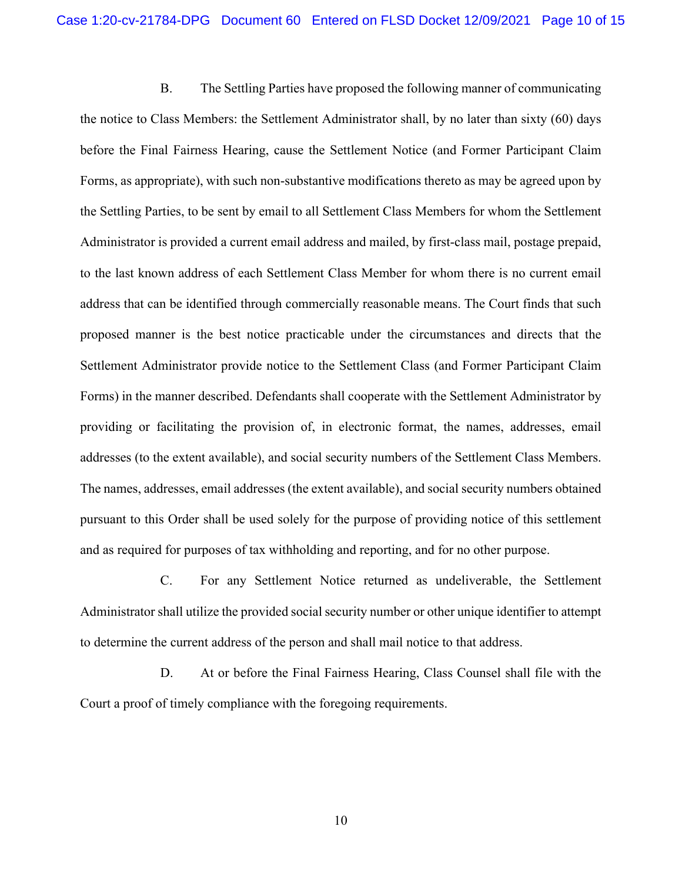B. The Settling Parties have proposed the following manner of communicating the notice to Class Members: the Settlement Administrator shall, by no later than sixty (60) days before the Final Fairness Hearing, cause the Settlement Notice (and Former Participant Claim Forms, as appropriate), with such non-substantive modifications thereto as may be agreed upon by the Settling Parties, to be sent by email to all Settlement Class Members for whom the Settlement Administrator is provided a current email address and mailed, by first-class mail, postage prepaid, to the last known address of each Settlement Class Member for whom there is no current email address that can be identified through commercially reasonable means. The Court finds that such proposed manner is the best notice practicable under the circumstances and directs that the Settlement Administrator provide notice to the Settlement Class (and Former Participant Claim Forms) in the manner described. Defendants shall cooperate with the Settlement Administrator by providing or facilitating the provision of, in electronic format, the names, addresses, email addresses (to the extent available), and social security numbers of the Settlement Class Members. The names, addresses, email addresses (the extent available), and social security numbers obtained pursuant to this Order shall be used solely for the purpose of providing notice of this settlement and as required for purposes of tax withholding and reporting, and for no other purpose.

C. For any Settlement Notice returned as undeliverable, the Settlement Administrator shall utilize the provided social security number or other unique identifier to attempt to determine the current address of the person and shall mail notice to that address.

D. At or before the Final Fairness Hearing, Class Counsel shall file with the Court a proof of timely compliance with the foregoing requirements.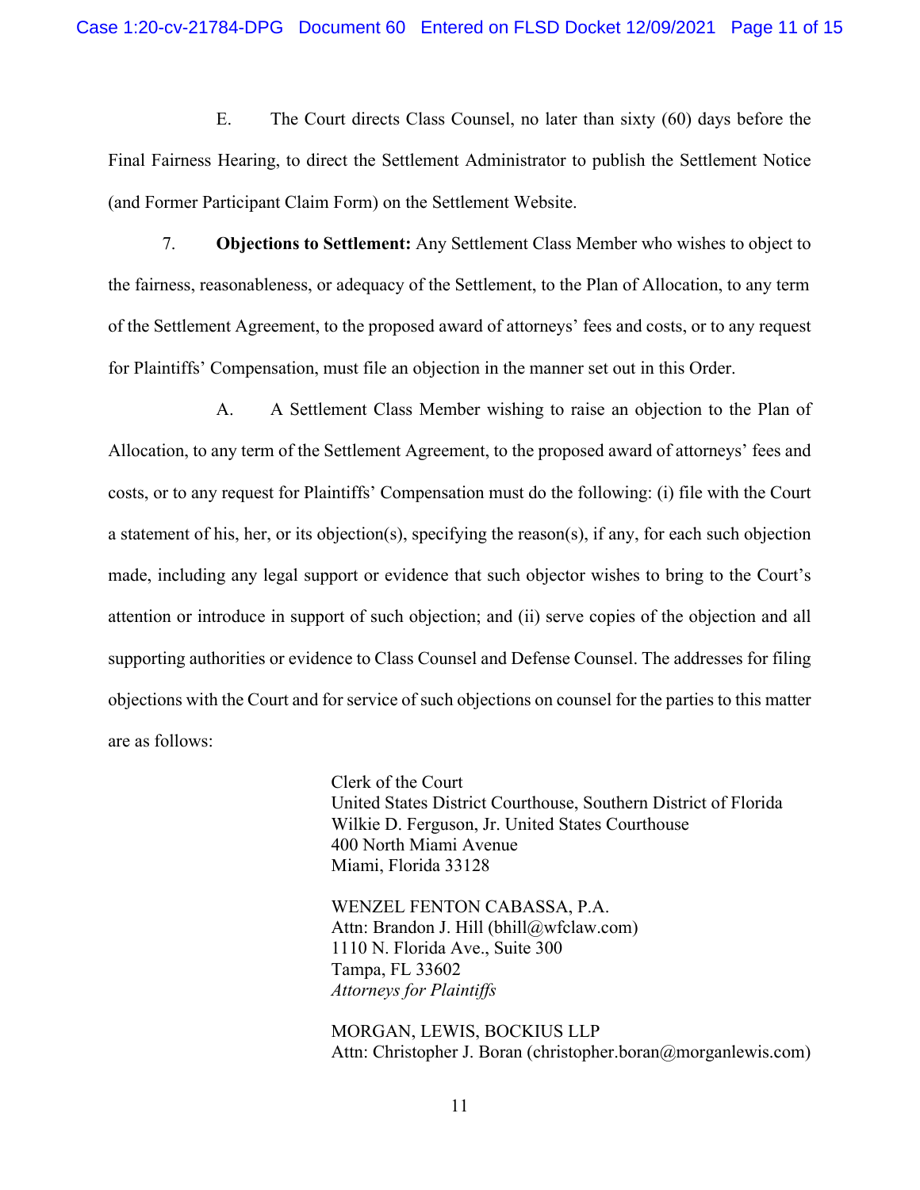E. The Court directs Class Counsel, no later than sixty (60) days before the Final Fairness Hearing, to direct the Settlement Administrator to publish the Settlement Notice (and Former Participant Claim Form) on the Settlement Website.

7. **Objections to Settlement:** Any Settlement Class Member who wishes to object to the fairness, reasonableness, or adequacy of the Settlement, to the Plan of Allocation, to any term of the Settlement Agreement, to the proposed award of attorneys' fees and costs, or to any request for Plaintiffs' Compensation, must file an objection in the manner set out in this Order.

A. A Settlement Class Member wishing to raise an objection to the Plan of Allocation, to any term of the Settlement Agreement, to the proposed award of attorneys' fees and costs, or to any request for Plaintiffs' Compensation must do the following: (i) file with the Court a statement of his, her, or its objection(s), specifying the reason(s), if any, for each such objection made, including any legal support or evidence that such objector wishes to bring to the Court's attention or introduce in support of such objection; and (ii) serve copies of the objection and all supporting authorities or evidence to Class Counsel and Defense Counsel. The addresses for filing objections with the Court and for service of such objections on counsel for the parties to this matter are as follows:

Clerk of the Court
United States District Courthouse, Southern District of Florida
Wilkie D. Ferguson, Jr. United States Courthouse
400 North Miami Avenue
Miami, Florida 33128

WENZEL FENTON CABASSA, P.A.
Attn: Brandon J. Hill (bhill@wfclaw.com)
1110 N. Florida Ave., Suite 300
Tampa, FL 33602
*Attorneys for Plaintiffs*

MORGAN, LEWIS, BOCKIUS LLP
Attn: Christopher J. Boran (christopher.boran@morganlewis.com)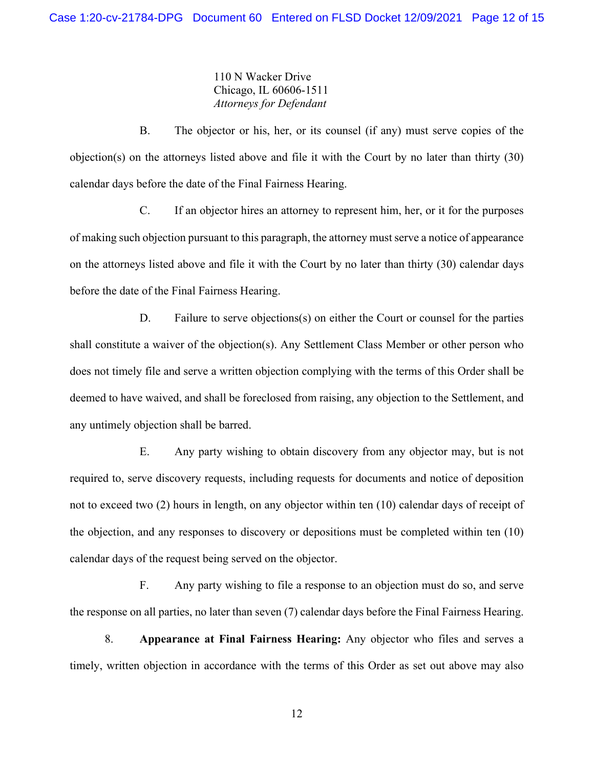110 N Wacker Drive
Chicago, IL 60606-1511
*Attorneys for Defendant*

B. The objector or his, her, or its counsel (if any) must serve copies of the objection(s) on the attorneys listed above and file it with the Court by no later than thirty (30) calendar days before the date of the Final Fairness Hearing.

C. If an objector hires an attorney to represent him, her, or it for the purposes of making such objection pursuant to this paragraph, the attorney must serve a notice of appearance on the attorneys listed above and file it with the Court by no later than thirty (30) calendar days before the date of the Final Fairness Hearing.

D. Failure to serve objections(s) on either the Court or counsel for the parties shall constitute a waiver of the objection(s). Any Settlement Class Member or other person who does not timely file and serve a written objection complying with the terms of this Order shall be deemed to have waived, and shall be foreclosed from raising, any objection to the Settlement, and any untimely objection shall be barred.

E. Any party wishing to obtain discovery from any objector may, but is not required to, serve discovery requests, including requests for documents and notice of deposition not to exceed two (2) hours in length, on any objector within ten (10) calendar days of receipt of the objection, and any responses to discovery or depositions must be completed within ten (10) calendar days of the request being served on the objector.

F. Any party wishing to file a response to an objection must do so, and serve the response on all parties, no later than seven (7) calendar days before the Final Fairness Hearing.

8. **Appearance at Final Fairness Hearing:** Any objector who files and serves a timely, written objection in accordance with the terms of this Order as set out above may also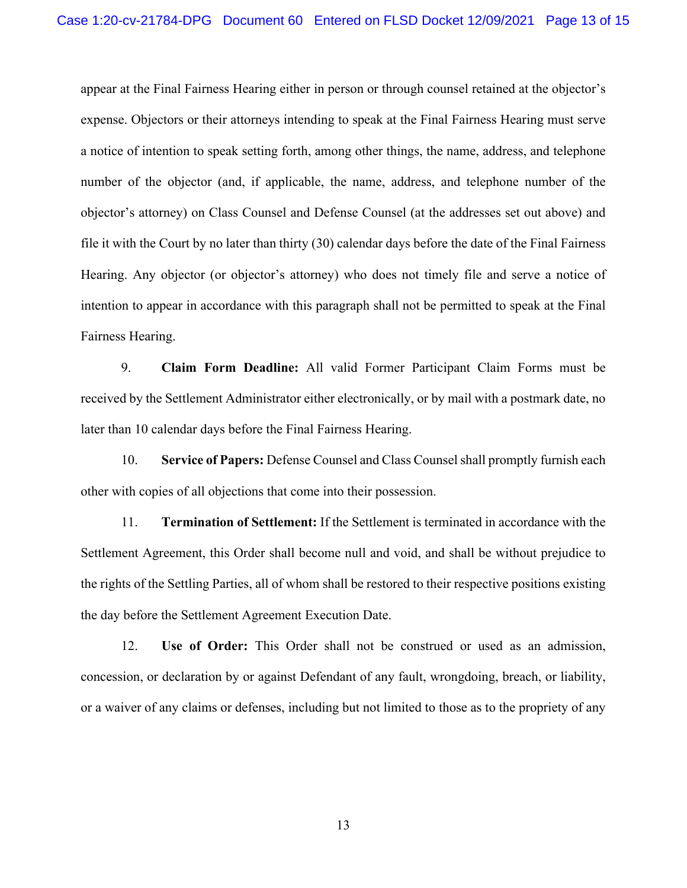appear at the Final Fairness Hearing either in person or through counsel retained at the objector's expense. Objectors or their attorneys intending to speak at the Final Fairness Hearing must serve a notice of intention to speak setting forth, among other things, the name, address, and telephone number of the objector (and, if applicable, the name, address, and telephone number of the objector's attorney) on Class Counsel and Defense Counsel (at the addresses set out above) and file it with the Court by no later than thirty (30) calendar days before the date of the Final Fairness Hearing. Any objector (or objector's attorney) who does not timely file and serve a notice of intention to appear in accordance with this paragraph shall not be permitted to speak at the Final Fairness Hearing.

9. **Claim Form Deadline:** All valid Former Participant Claim Forms must be received by the Settlement Administrator either electronically, or by mail with a postmark date, no later than 10 calendar days before the Final Fairness Hearing.

10. **Service of Papers:** Defense Counsel and Class Counsel shall promptly furnish each other with copies of all objections that come into their possession.

11. **Termination of Settlement:** If the Settlement is terminated in accordance with the Settlement Agreement, this Order shall become null and void, and shall be without prejudice to the rights of the Settling Parties, all of whom shall be restored to their respective positions existing the day before the Settlement Agreement Execution Date.

12. **Use of Order:** This Order shall not be construed or used as an admission, concession, or declaration by or against Defendant of any fault, wrongdoing, breach, or liability, or a waiver of any claims or defenses, including but not limited to those as to the propriety of any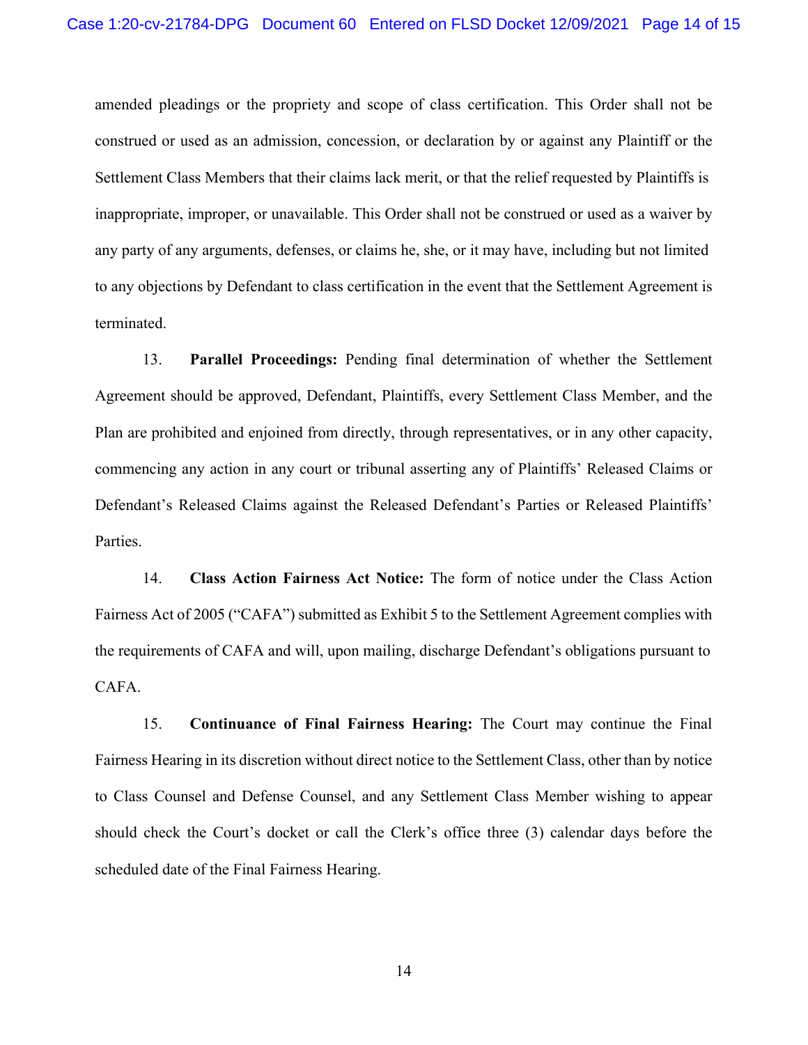amended pleadings or the propriety and scope of class certification. This Order shall not be construed or used as an admission, concession, or declaration by or against any Plaintiff or the Settlement Class Members that their claims lack merit, or that the relief requested by Plaintiffs is inappropriate, improper, or unavailable. This Order shall not be construed or used as a waiver by any party of any arguments, defenses, or claims he, she, or it may have, including but not limited to any objections by Defendant to class certification in the event that the Settlement Agreement is terminated.

13. **Parallel Proceedings:** Pending final determination of whether the Settlement Agreement should be approved, Defendant, Plaintiffs, every Settlement Class Member, and the Plan are prohibited and enjoined from directly, through representatives, or in any other capacity, commencing any action in any court or tribunal asserting any of Plaintiffs' Released Claims or Defendant's Released Claims against the Released Defendant's Parties or Released Plaintiffs' Parties.

14. **Class Action Fairness Act Notice:** The form of notice under the Class Action Fairness Act of 2005 ("CAFA") submitted as Exhibit 5 to the Settlement Agreement complies with the requirements of CAFA and will, upon mailing, discharge Defendant's obligations pursuant to CAFA.

15. **Continuance of Final Fairness Hearing:** The Court may continue the Final Fairness Hearing in its discretion without direct notice to the Settlement Class, other than by notice to Class Counsel and Defense Counsel, and any Settlement Class Member wishing to appear should check the Court's docket or call the Clerk's office three (3) calendar days before the scheduled date of the Final Fairness Hearing.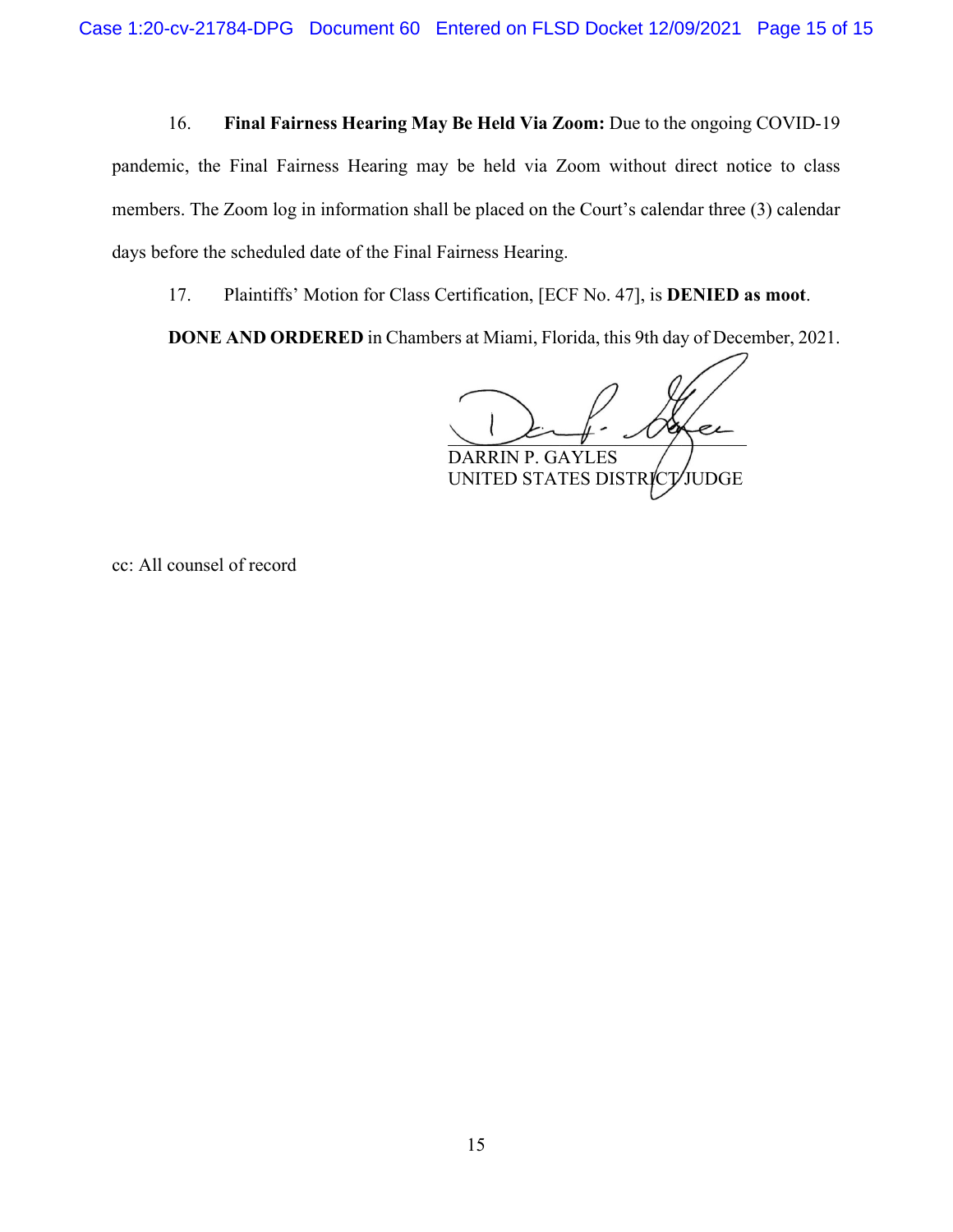16. **Final Fairness Hearing May Be Held Via Zoom:** Due to the ongoing COVID-19 pandemic, the Final Fairness Hearing may be held via Zoom without direct notice to class members. The Zoom log in information shall be placed on the Court's calendar three (3) calendar days before the scheduled date of the Final Fairness Hearing.

17. Plaintiffs' Motion for Class Certification, [ECF No. 47], is **DENIED as moot**.

**DONE AND ORDERED** in Chambers at Miami, Florida, this 9th day of December, 2021.

DARRIN P. GAYLES
UNITED STATES DISTRICT JUDGE

cc: All counsel of record